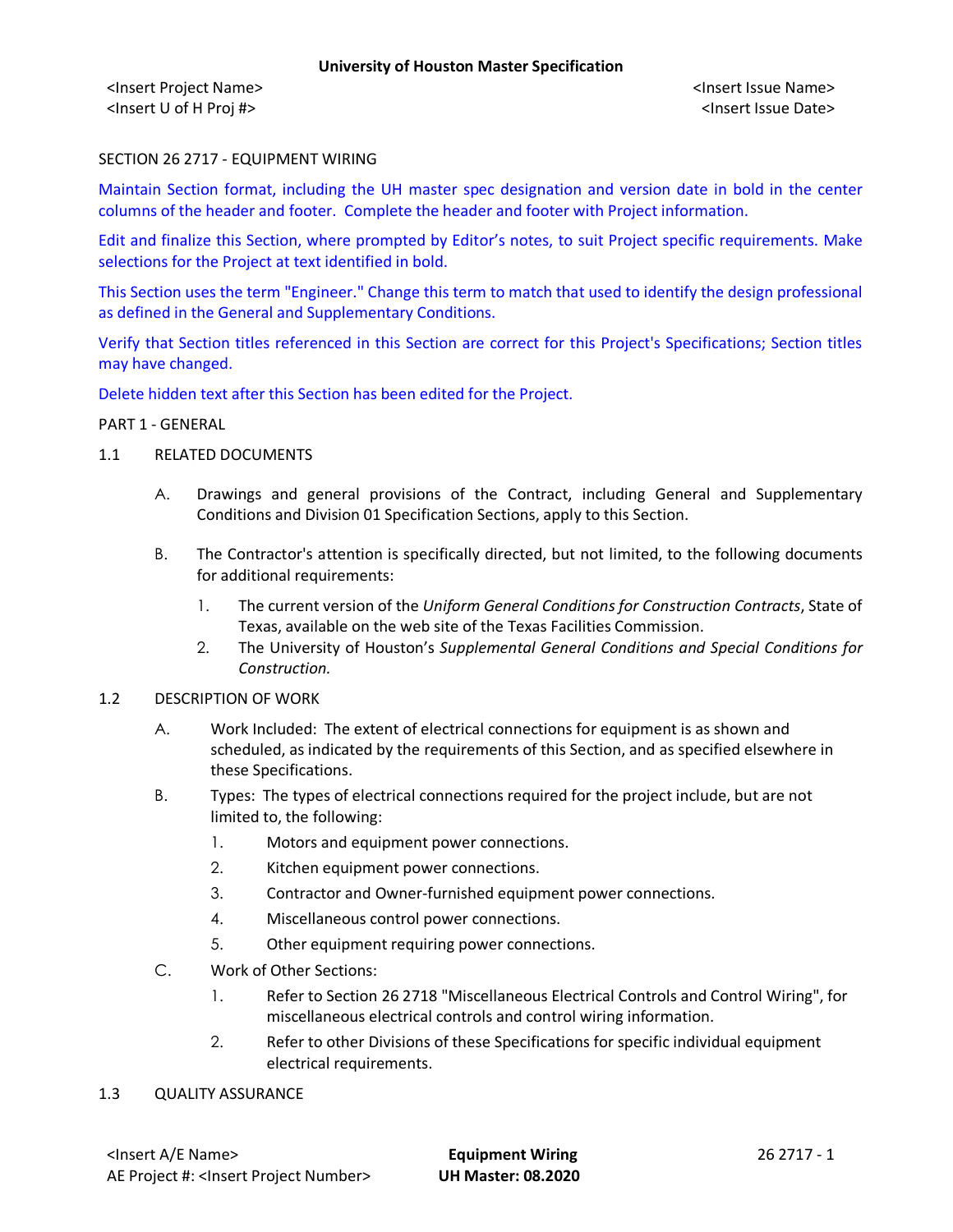SECTION 26 2717 - EQUIPMENT WIRING

Maintain Section format, including the UH master spec designation and version date in bold in the center columns of the header and footer. Complete the header and footer with Project information.

Edit and finalize this Section, where prompted by Editor's notes, to suit Project specific requirements. Make selections for the Project at text identified in bold.

This Section uses the term "Engineer." Change this term to match that used to identify the design professional as defined in the General and Supplementary Conditions.

Verify that Section titles referenced in this Section are correct for this Project's Specifications; Section titles may have changed.

Delete hidden text after this Section has been edited for the Project.

PART 1 - GENERAL

1.1 RELATED DOCUMENTS

A. Drawings and general provisions of the Contract, including General and Supplementary Conditions and Division 01 Specification Sections, apply to this Section.

B. The Contractor's attention is specifically directed, but not limited, to the following documents for additional requirements:

1. The current version of the *Uniform General Conditions for Construction Contracts*, State of Texas, available on the web site of the Texas Facilities Commission.
2. The University of Houston's *Supplemental General Conditions and Special Conditions for Construction.*

1.2 DESCRIPTION OF WORK

A. Work Included: The extent of electrical connections for equipment is as shown and scheduled, as indicated by the requirements of this Section, and as specified elsewhere in these Specifications.

B. Types: The types of electrical connections required for the project include, but are not limited to, the following:

1. Motors and equipment power connections.
2. Kitchen equipment power connections.
3. Contractor and Owner-furnished equipment power connections.
4. Miscellaneous control power connections.
5. Other equipment requiring power connections.

C. Work of Other Sections:

1. Refer to Section 26 2718 "Miscellaneous Electrical Controls and Control Wiring", for miscellaneous electrical controls and control wiring information.
2. Refer to other Divisions of these Specifications for specific individual equipment electrical requirements.

1.3 QUALITY ASSURANCE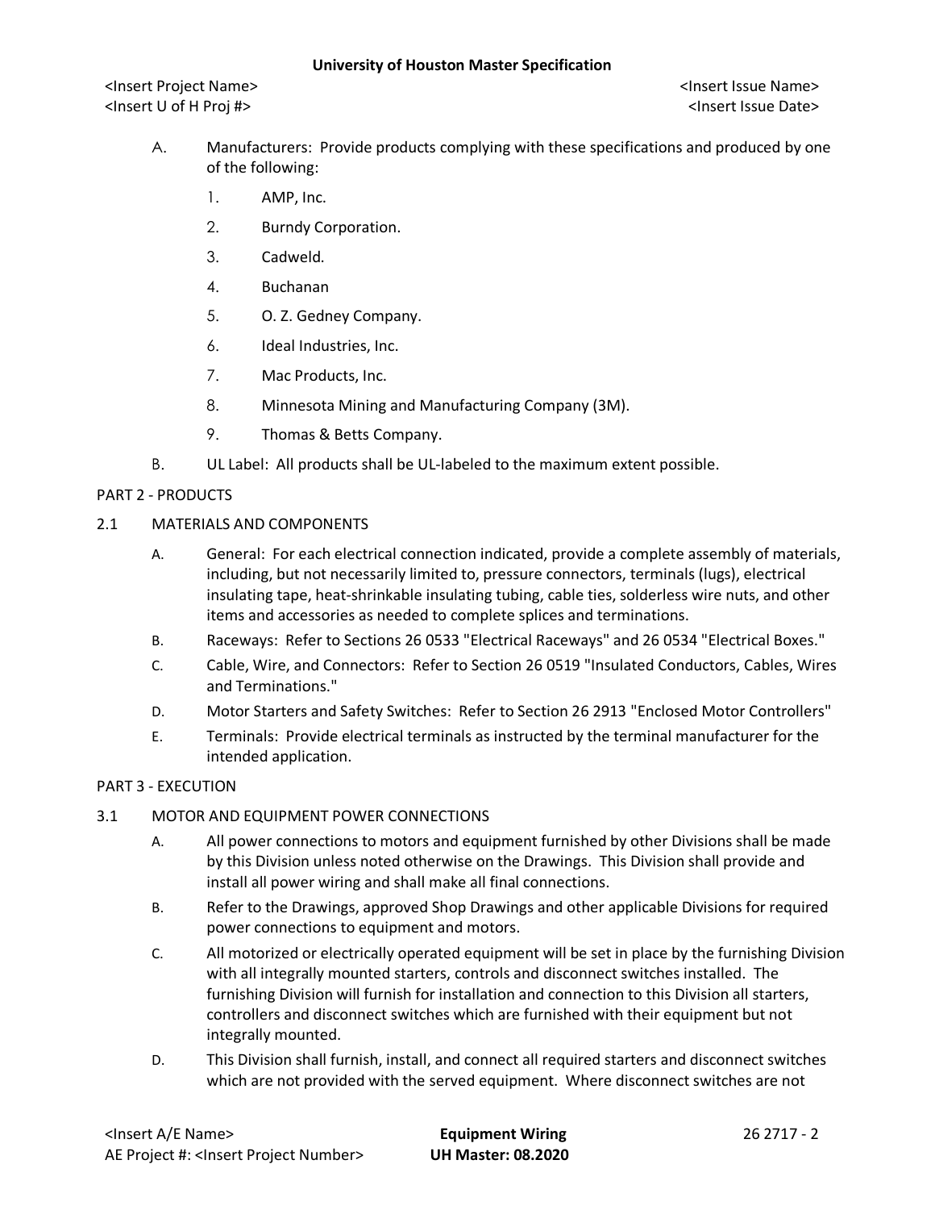A. Manufacturers: Provide products complying with these specifications and produced by one of the following:

1. AMP, Inc.
2. Burndy Corporation.
3. Cadweld.
4. Buchanan
5. O. Z. Gedney Company.
6. Ideal Industries, Inc.
7. Mac Products, Inc.
8. Minnesota Mining and Manufacturing Company (3M).
9. Thomas & Betts Company.

B. UL Label: All products shall be UL-labeled to the maximum extent possible.

## PART 2 - PRODUCTS

### 2.1 MATERIALS AND COMPONENTS

A. General: For each electrical connection indicated, provide a complete assembly of materials, including, but not necessarily limited to, pressure connectors, terminals (lugs), electrical insulating tape, heat-shrinkable insulating tubing, cable ties, solderless wire nuts, and other items and accessories as needed to complete splices and terminations.

B. Raceways: Refer to Sections 26 0533 "Electrical Raceways" and 26 0534 "Electrical Boxes."

C. Cable, Wire, and Connectors: Refer to Section 26 0519 "Insulated Conductors, Cables, Wires and Terminations."

D. Motor Starters and Safety Switches: Refer to Section 26 2913 "Enclosed Motor Controllers"

E. Terminals: Provide electrical terminals as instructed by the terminal manufacturer for the intended application.

## PART 3 - EXECUTION

### 3.1 MOTOR AND EQUIPMENT POWER CONNECTIONS

A. All power connections to motors and equipment furnished by other Divisions shall be made by this Division unless noted otherwise on the Drawings. This Division shall provide and install all power wiring and shall make all final connections.

B. Refer to the Drawings, approved Shop Drawings and other applicable Divisions for required power connections to equipment and motors.

C. All motorized or electrically operated equipment will be set in place by the furnishing Division with all integrally mounted starters, controls and disconnect switches installed. The furnishing Division will furnish for installation and connection to this Division all starters, controllers and disconnect switches which are furnished with their equipment but not integrally mounted.

D. This Division shall furnish, install, and connect all required starters and disconnect switches which are not provided with the served equipment. Where disconnect switches are not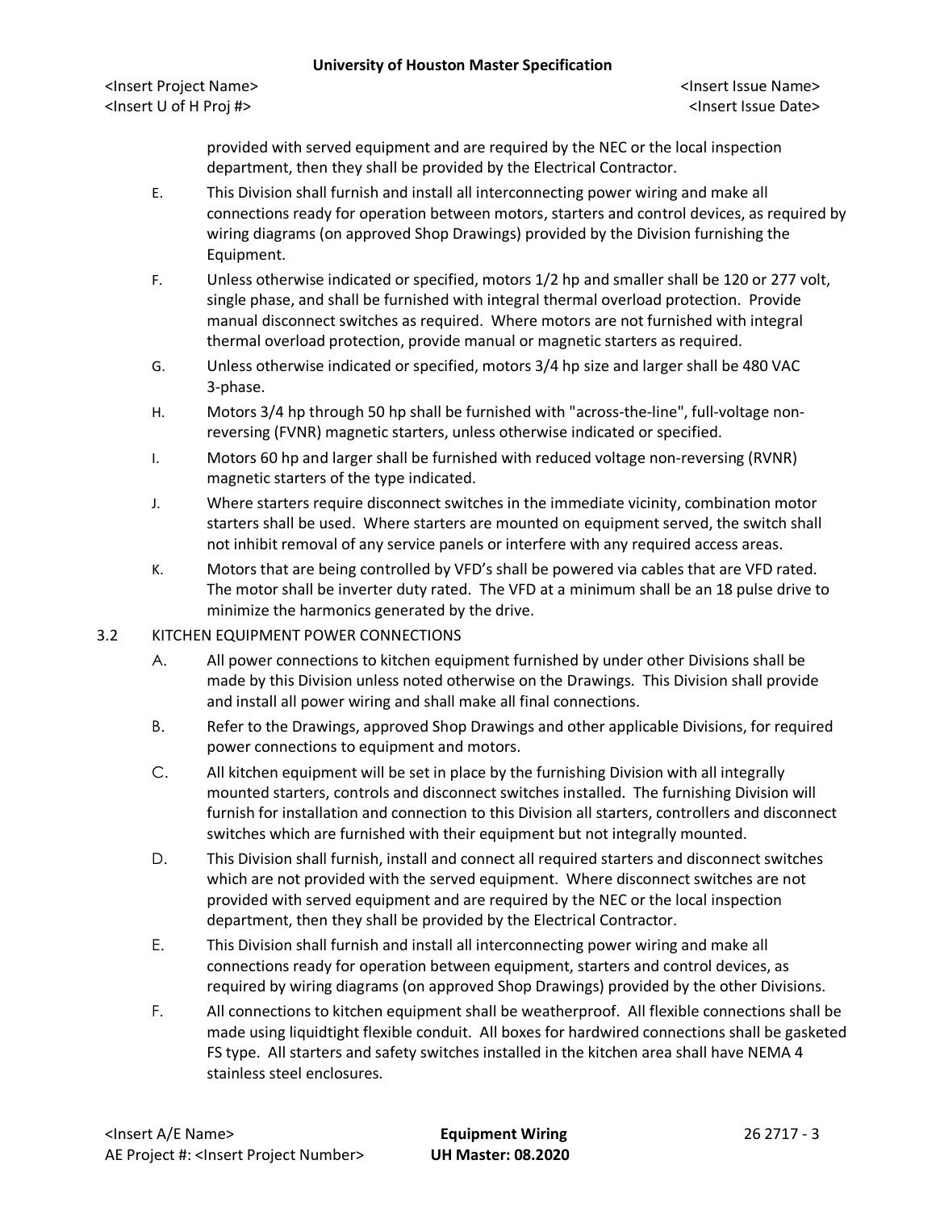provided with served equipment and are required by the NEC or the local inspection department, then they shall be provided by the Electrical Contractor.

E. This Division shall furnish and install all interconnecting power wiring and make all connections ready for operation between motors, starters and control devices, as required by wiring diagrams (on approved Shop Drawings) provided by the Division furnishing the Equipment.

F. Unless otherwise indicated or specified, motors 1/2 hp and smaller shall be 120 or 277 volt, single phase, and shall be furnished with integral thermal overload protection. Provide manual disconnect switches as required. Where motors are not furnished with integral thermal overload protection, provide manual or magnetic starters as required.

G. Unless otherwise indicated or specified, motors 3/4 hp size and larger shall be 480 VAC 3-phase.

H. Motors 3/4 hp through 50 hp shall be furnished with "across-the-line", full-voltage non-reversing (FVNR) magnetic starters, unless otherwise indicated or specified.

I. Motors 60 hp and larger shall be furnished with reduced voltage non-reversing (RVNR) magnetic starters of the type indicated.

J. Where starters require disconnect switches in the immediate vicinity, combination motor starters shall be used. Where starters are mounted on equipment served, the switch shall not inhibit removal of any service panels or interfere with any required access areas.

K. Motors that are being controlled by VFD's shall be powered via cables that are VFD rated. The motor shall be inverter duty rated. The VFD at a minimum shall be an 18 pulse drive to minimize the harmonics generated by the drive.

3.2 KITCHEN EQUIPMENT POWER CONNECTIONS

A. All power connections to kitchen equipment furnished by under other Divisions shall be made by this Division unless noted otherwise on the Drawings. This Division shall provide and install all power wiring and shall make all final connections.

B. Refer to the Drawings, approved Shop Drawings and other applicable Divisions, for required power connections to equipment and motors.

C. All kitchen equipment will be set in place by the furnishing Division with all integrally mounted starters, controls and disconnect switches installed. The furnishing Division will furnish for installation and connection to this Division all starters, controllers and disconnect switches which are furnished with their equipment but not integrally mounted.

D. This Division shall furnish, install and connect all required starters and disconnect switches which are not provided with the served equipment. Where disconnect switches are not provided with served equipment and are required by the NEC or the local inspection department, then they shall be provided by the Electrical Contractor.

E. This Division shall furnish and install all interconnecting power wiring and make all connections ready for operation between equipment, starters and control devices, as required by wiring diagrams (on approved Shop Drawings) provided by the other Divisions.

F. All connections to kitchen equipment shall be weatherproof. All flexible connections shall be made using liquidtight flexible conduit. All boxes for hardwired connections shall be gasketed FS type. All starters and safety switches installed in the kitchen area shall have NEMA 4 stainless steel enclosures.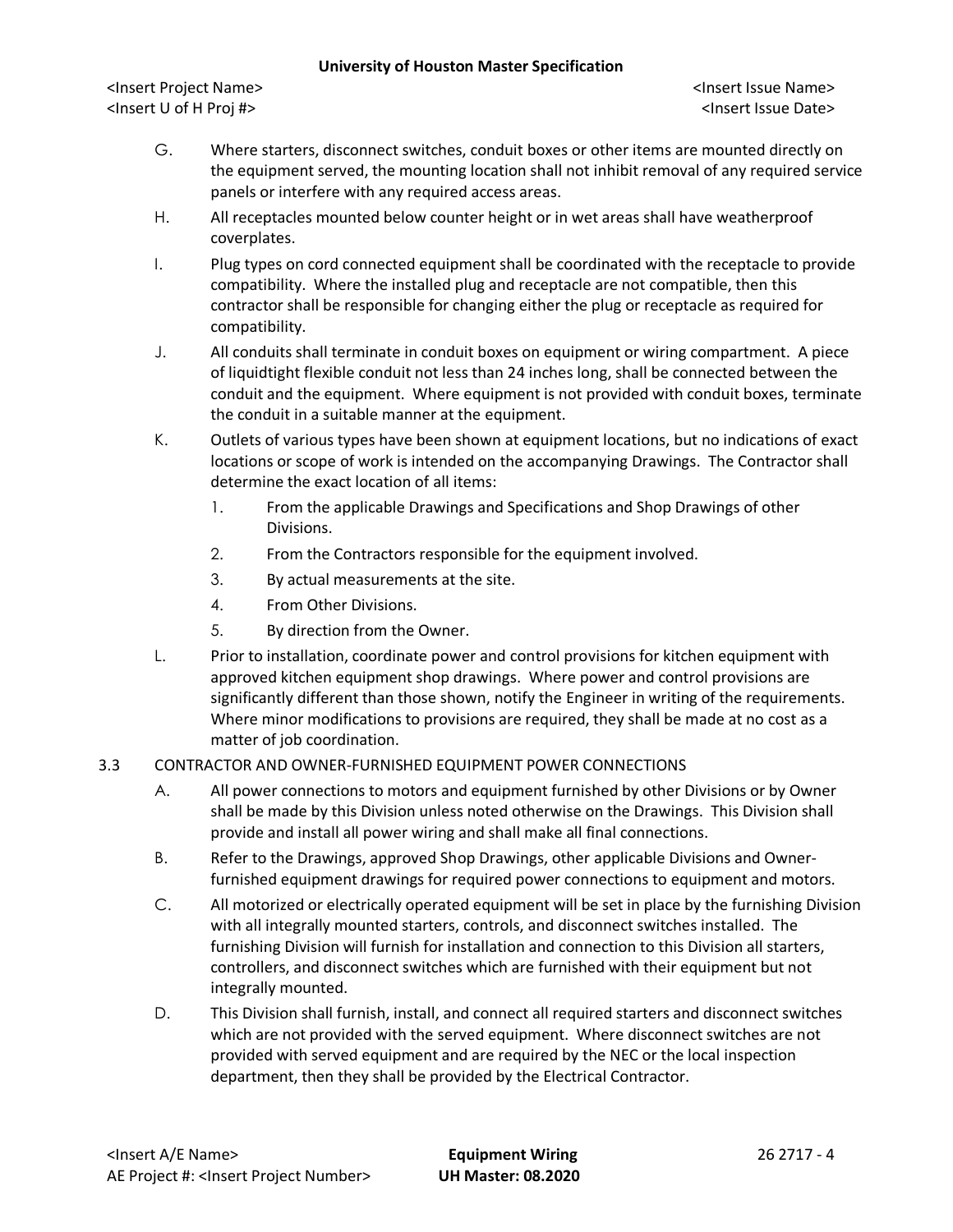G. Where starters, disconnect switches, conduit boxes or other items are mounted directly on the equipment served, the mounting location shall not inhibit removal of any required service panels or interfere with any required access areas.

H. All receptacles mounted below counter height or in wet areas shall have weatherproof coverplates.

I. Plug types on cord connected equipment shall be coordinated with the receptacle to provide compatibility. Where the installed plug and receptacle are not compatible, then this contractor shall be responsible for changing either the plug or receptacle as required for compatibility.

J. All conduits shall terminate in conduit boxes on equipment or wiring compartment. A piece of liquidtight flexible conduit not less than 24 inches long, shall be connected between the conduit and the equipment. Where equipment is not provided with conduit boxes, terminate the conduit in a suitable manner at the equipment.

K. Outlets of various types have been shown at equipment locations, but no indications of exact locations or scope of work is intended on the accompanying Drawings. The Contractor shall determine the exact location of all items:

1. From the applicable Drawings and Specifications and Shop Drawings of other Divisions.
2. From the Contractors responsible for the equipment involved.
3. By actual measurements at the site.
4. From Other Divisions.
5. By direction from the Owner.

L. Prior to installation, coordinate power and control provisions for kitchen equipment with approved kitchen equipment shop drawings. Where power and control provisions are significantly different than those shown, notify the Engineer in writing of the requirements. Where minor modifications to provisions are required, they shall be made at no cost as a matter of job coordination.

3.3 CONTRACTOR AND OWNER-FURNISHED EQUIPMENT POWER CONNECTIONS

A. All power connections to motors and equipment furnished by other Divisions or by Owner shall be made by this Division unless noted otherwise on the Drawings. This Division shall provide and install all power wiring and shall make all final connections.

B. Refer to the Drawings, approved Shop Drawings, other applicable Divisions and Owner-furnished equipment drawings for required power connections to equipment and motors.

C. All motorized or electrically operated equipment will be set in place by the furnishing Division with all integrally mounted starters, controls, and disconnect switches installed. The furnishing Division will furnish for installation and connection to this Division all starters, controllers, and disconnect switches which are furnished with their equipment but not integrally mounted.

D. This Division shall furnish, install, and connect all required starters and disconnect switches which are not provided with the served equipment. Where disconnect switches are not provided with served equipment and are required by the NEC or the local inspection department, then they shall be provided by the Electrical Contractor.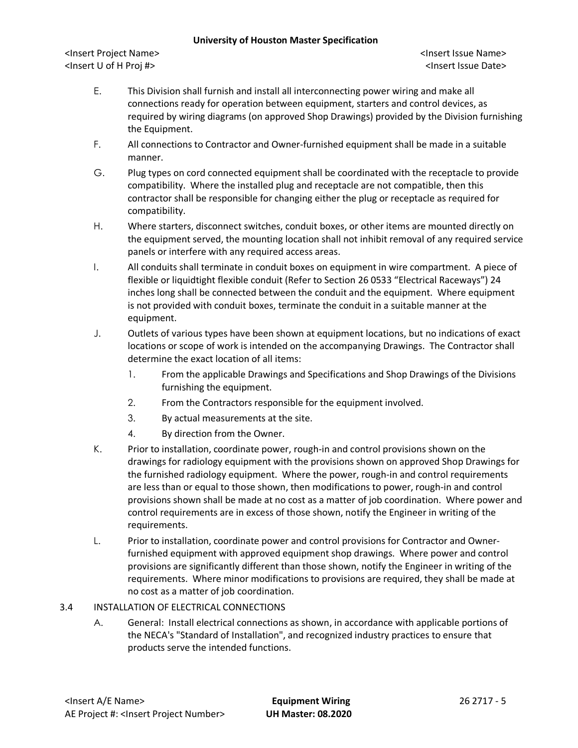E. This Division shall furnish and install all interconnecting power wiring and make all connections ready for operation between equipment, starters and control devices, as required by wiring diagrams (on approved Shop Drawings) provided by the Division furnishing the Equipment.

F. All connections to Contractor and Owner-furnished equipment shall be made in a suitable manner.

G. Plug types on cord connected equipment shall be coordinated with the receptacle to provide compatibility. Where the installed plug and receptacle are not compatible, then this contractor shall be responsible for changing either the plug or receptacle as required for compatibility.

H. Where starters, disconnect switches, conduit boxes, or other items are mounted directly on the equipment served, the mounting location shall not inhibit removal of any required service panels or interfere with any required access areas.

I. All conduits shall terminate in conduit boxes on equipment in wire compartment. A piece of flexible or liquidtight flexible conduit (Refer to Section 26 0533 "Electrical Raceways") 24 inches long shall be connected between the conduit and the equipment. Where equipment is not provided with conduit boxes, terminate the conduit in a suitable manner at the equipment.

J. Outlets of various types have been shown at equipment locations, but no indications of exact locations or scope of work is intended on the accompanying Drawings. The Contractor shall determine the exact location of all items:

1. From the applicable Drawings and Specifications and Shop Drawings of the Divisions furnishing the equipment.
2. From the Contractors responsible for the equipment involved.
3. By actual measurements at the site.
4. By direction from the Owner.

K. Prior to installation, coordinate power, rough-in and control provisions shown on the drawings for radiology equipment with the provisions shown on approved Shop Drawings for the furnished radiology equipment. Where the power, rough-in and control requirements are less than or equal to those shown, then modifications to power, rough-in and control provisions shown shall be made at no cost as a matter of job coordination. Where power and control requirements are in excess of those shown, notify the Engineer in writing of the requirements.

L. Prior to installation, coordinate power and control provisions for Contractor and Owner-furnished equipment with approved equipment shop drawings. Where power and control provisions are significantly different than those shown, notify the Engineer in writing of the requirements. Where minor modifications to provisions are required, they shall be made at no cost as a matter of job coordination.

## 3.4 INSTALLATION OF ELECTRICAL CONNECTIONS

A. General: Install electrical connections as shown, in accordance with applicable portions of the NECA's "Standard of Installation", and recognized industry practices to ensure that products serve the intended functions.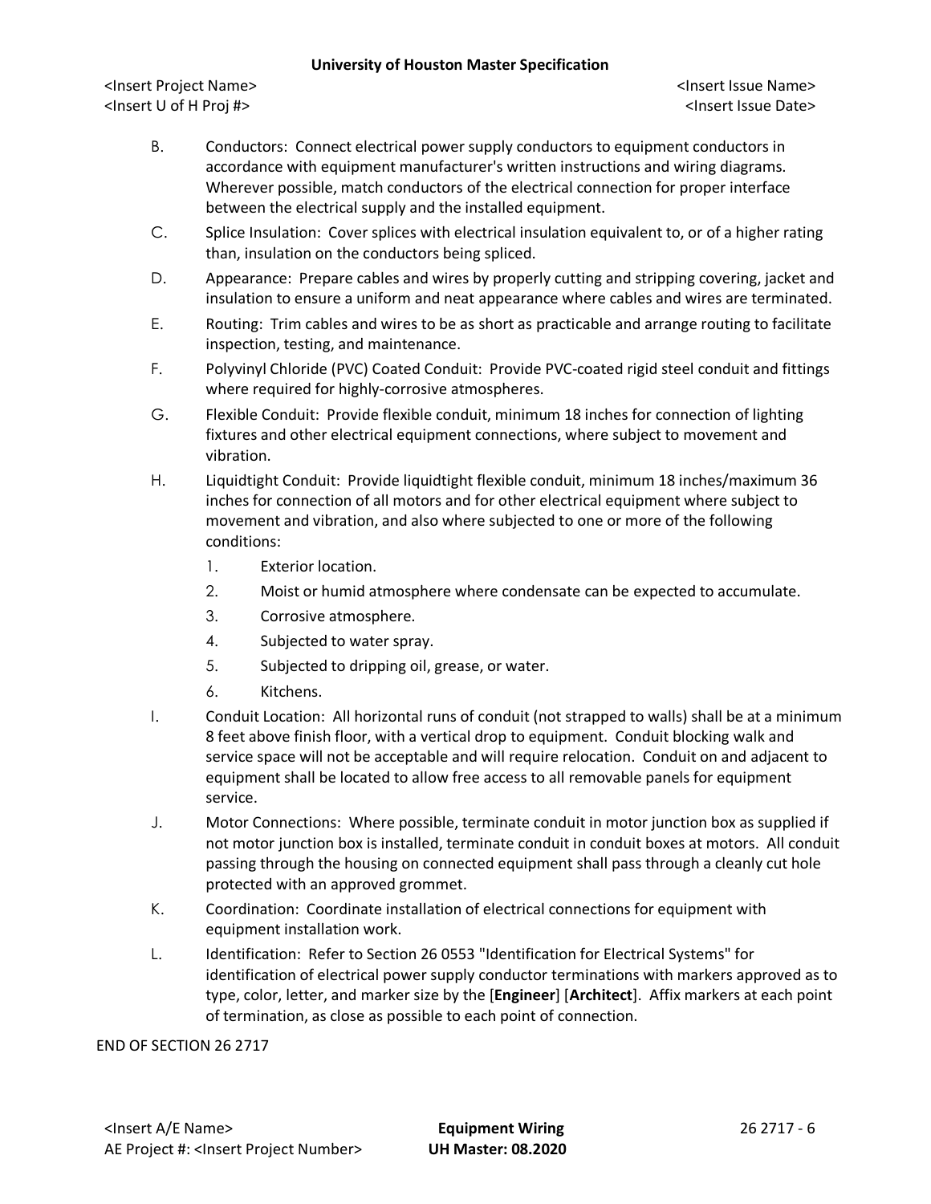B. Conductors: Connect electrical power supply conductors to equipment conductors in accordance with equipment manufacturer's written instructions and wiring diagrams. Wherever possible, match conductors of the electrical connection for proper interface between the electrical supply and the installed equipment.

C. Splice Insulation: Cover splices with electrical insulation equivalent to, or of a higher rating than, insulation on the conductors being spliced.

D. Appearance: Prepare cables and wires by properly cutting and stripping covering, jacket and insulation to ensure a uniform and neat appearance where cables and wires are terminated.

E. Routing: Trim cables and wires to be as short as practicable and arrange routing to facilitate inspection, testing, and maintenance.

F. Polyvinyl Chloride (PVC) Coated Conduit: Provide PVC-coated rigid steel conduit and fittings where required for highly-corrosive atmospheres.

G. Flexible Conduit: Provide flexible conduit, minimum 18 inches for connection of lighting fixtures and other electrical equipment connections, where subject to movement and vibration.

H. Liquidtight Conduit: Provide liquidtight flexible conduit, minimum 18 inches/maximum 36 inches for connection of all motors and for other electrical equipment where subject to movement and vibration, and also where subjected to one or more of the following conditions:

1. Exterior location.
2. Moist or humid atmosphere where condensate can be expected to accumulate.
3. Corrosive atmosphere.
4. Subjected to water spray.
5. Subjected to dripping oil, grease, or water.
6. Kitchens.

I. Conduit Location: All horizontal runs of conduit (not strapped to walls) shall be at a minimum 8 feet above finish floor, with a vertical drop to equipment. Conduit blocking walk and service space will not be acceptable and will require relocation. Conduit on and adjacent to equipment shall be located to allow free access to all removable panels for equipment service.

J. Motor Connections: Where possible, terminate conduit in motor junction box as supplied if not motor junction box is installed, terminate conduit in conduit boxes at motors. All conduit passing through the housing on connected equipment shall pass through a cleanly cut hole protected with an approved grommet.

K. Coordination: Coordinate installation of electrical connections for equipment with equipment installation work.

L. Identification: Refer to Section 26 0553 "Identification for Electrical Systems" for identification of electrical power supply conductor terminations with markers approved as to type, color, letter, and marker size by the [**Engineer**] [**Architect**]. Affix markers at each point of termination, as close as possible to each point of connection.

END OF SECTION 26 2717